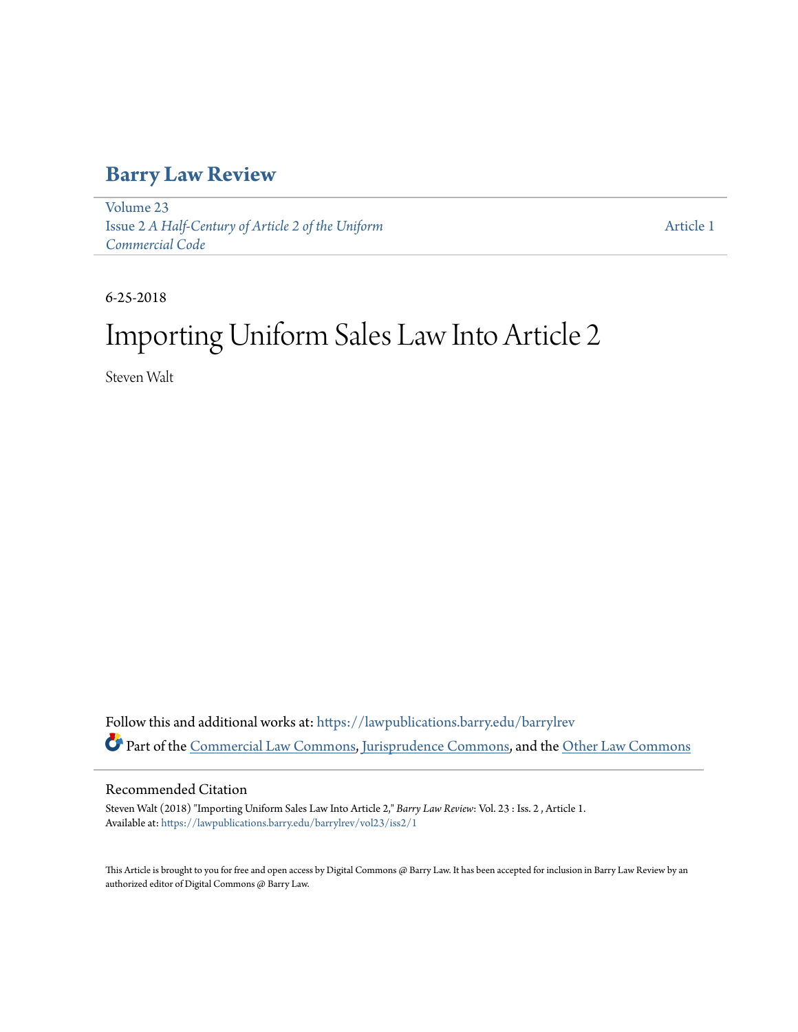# Barry Law Review

Volume 23
Issue 2 *A Half-Century of Article 2 of the Uniform Commercial Code*

Article 1

6-25-2018

# Importing Uniform Sales Law Into Article 2

Steven Walt

Follow this and additional works at: https://lawpublications.barry.edu/barrylrev

Part of the Commercial Law Commons, Jurisprudence Commons, and the Other Law Commons

## Recommended Citation

Steven Walt (2018) "Importing Uniform Sales Law Into Article 2," *Barry Law Review*: Vol. 23 : Iss. 2 , Article 1.
Available at: https://lawpublications.barry.edu/barrylrev/vol23/iss2/1

This Article is brought to you for free and open access by Digital Commons @ Barry Law. It has been accepted for inclusion in Barry Law Review by an authorized editor of Digital Commons @ Barry Law.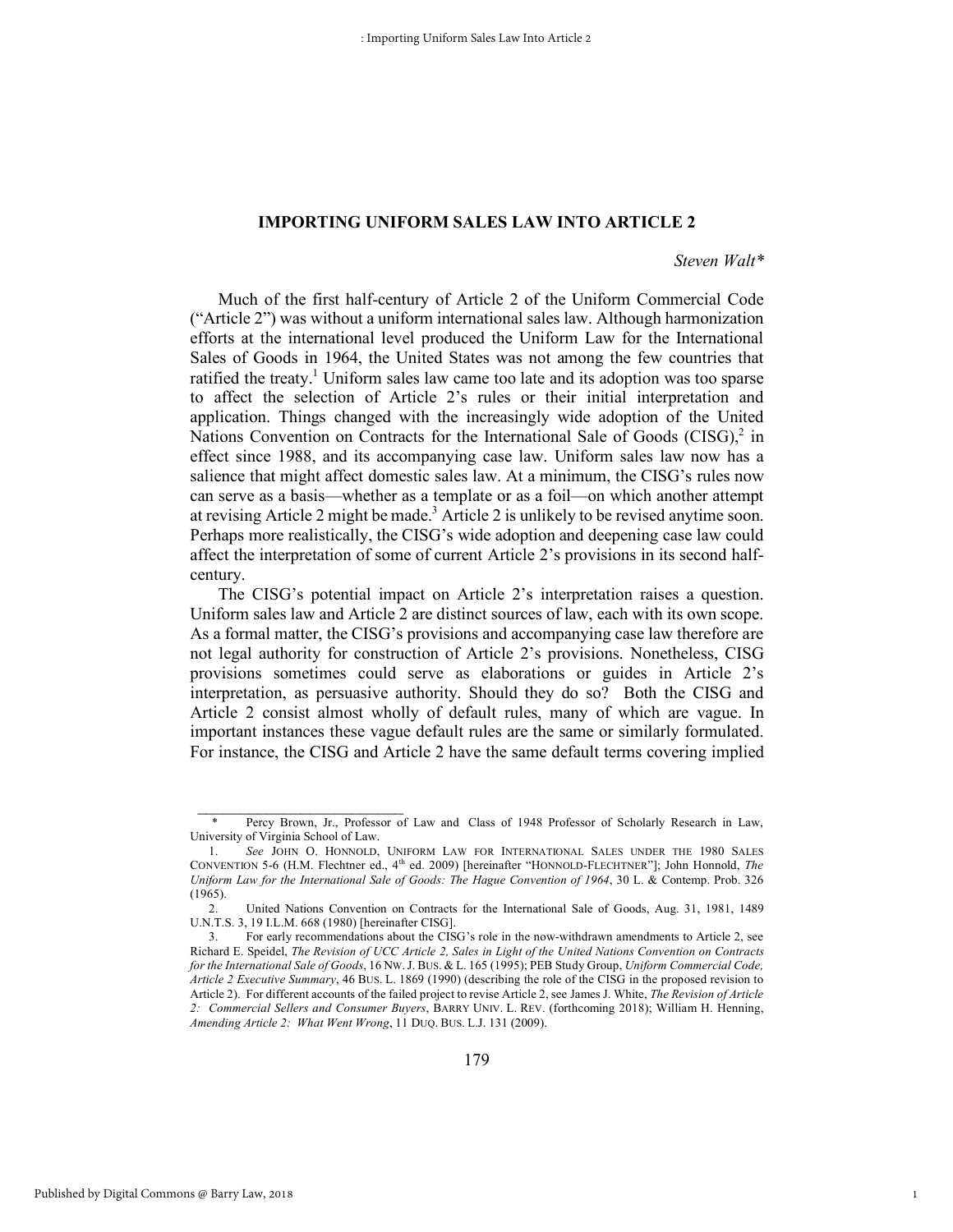# IMPORTING UNIFORM SALES LAW INTO ARTICLE 2

*Steven Walt\**

Much of the first half-century of Article 2 of the Uniform Commercial Code ("Article 2") was without a uniform international sales law. Although harmonization efforts at the international level produced the Uniform Law for the International Sales of Goods in 1964, the United States was not among the few countries that ratified the treaty.[1] Uniform sales law came too late and its adoption was too sparse to affect the selection of Article 2's rules or their initial interpretation and application. Things changed with the increasingly wide adoption of the United Nations Convention on Contracts for the International Sale of Goods (CISG),[2] in effect since 1988, and its accompanying case law. Uniform sales law now has a salience that might affect domestic sales law. At a minimum, the CISG's rules now can serve as a basis—whether as a template or as a foil—on which another attempt at revising Article 2 might be made.[3] Article 2 is unlikely to be revised anytime soon. Perhaps more realistically, the CISG's wide adoption and deepening case law could affect the interpretation of some of current Article 2's provisions in its second half-century.

The CISG's potential impact on Article 2's interpretation raises a question. Uniform sales law and Article 2 are distinct sources of law, each with its own scope. As a formal matter, the CISG's provisions and accompanying case law therefore are not legal authority for construction of Article 2's provisions. Nonetheless, CISG provisions sometimes could serve as elaborations or guides in Article 2's interpretation, as persuasive authority. Should they do so? Both the CISG and Article 2 consist almost wholly of default rules, many of which are vague. In important instances these vague default rules are the same or similarly formulated. For instance, the CISG and Article 2 have the same default terms covering implied

---

\* Percy Brown, Jr., Professor of Law and Class of 1948 Professor of Scholarly Research in Law, University of Virginia School of Law.

1. *See* JOHN O. HONNOLD, UNIFORM LAW FOR INTERNATIONAL SALES UNDER THE 1980 SALES CONVENTION 5-6 (H.M. Flechtner ed., 4th ed. 2009) [hereinafter "HONNOLD-FLECHTNER"]; John Honnold, *The Uniform Law for the International Sale of Goods: The Hague Convention of 1964*, 30 L. & Contemp. Prob. 326 (1965).

2. United Nations Convention on Contracts for the International Sale of Goods, Aug. 31, 1981, 1489 U.N.T.S. 3, 19 I.L.M. 668 (1980) [hereinafter CISG].

3. For early recommendations about the CISG's role in the now-withdrawn amendments to Article 2, see Richard E. Speidel, *The Revision of UCC Article 2, Sales in Light of the United Nations Convention on Contracts for the International Sale of Goods*, 16 NW. J. BUS. & L. 165 (1995); PEB Study Group, *Uniform Commercial Code, Article 2 Executive Summary*, 46 BUS. L. 1869 (1990) (describing the role of the CISG in the proposed revision to Article 2). For different accounts of the failed project to revise Article 2, see James J. White, *The Revision of Article 2: Commercial Sellers and Consumer Buyers*, BARRY UNIV. L. REV. (forthcoming 2018); William H. Henning, *Amending Article 2: What Went Wrong*, 11 DUQ. BUS. L.J. 131 (2009).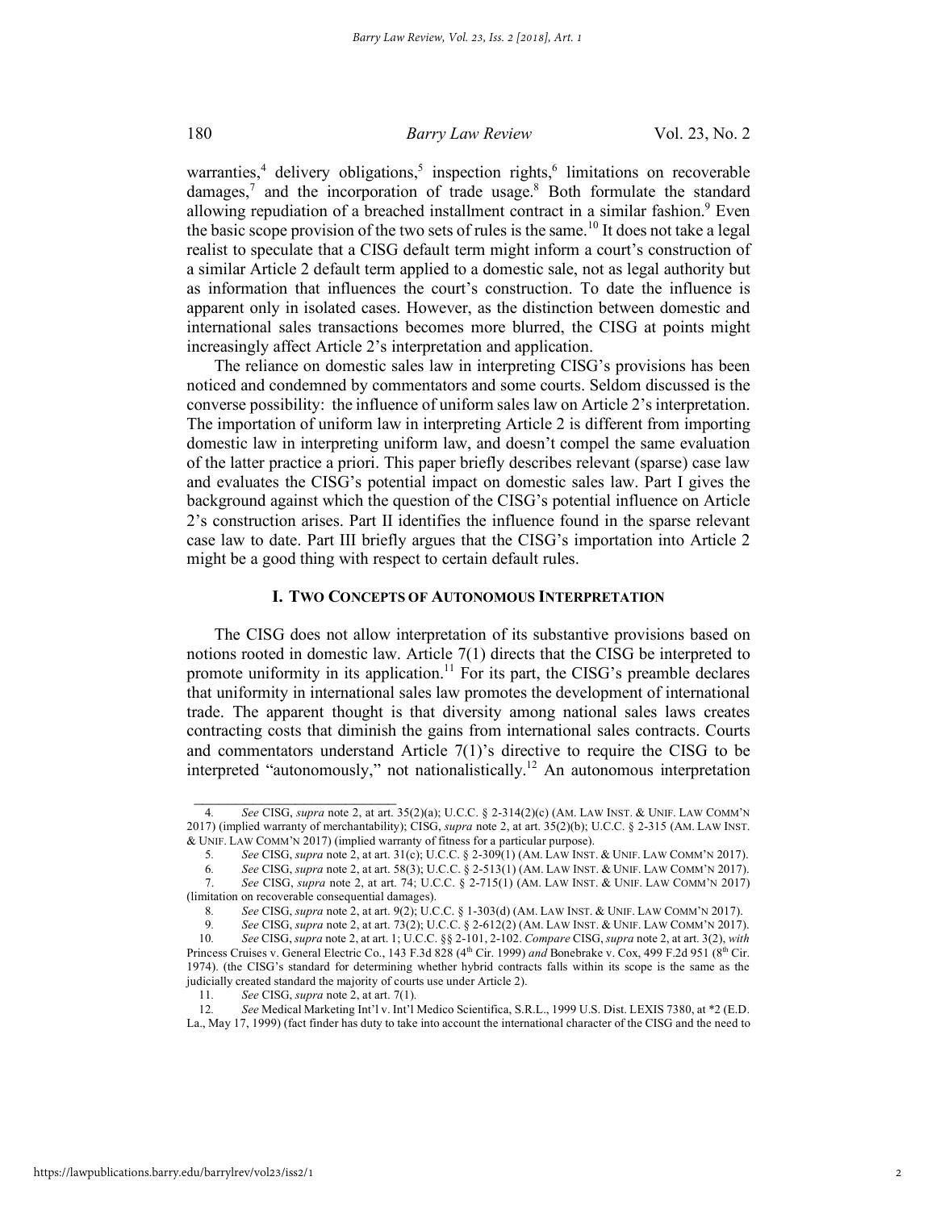warranties,[4] delivery obligations,[5] inspection rights,[6] limitations on recoverable damages,[7] and the incorporation of trade usage.[8] Both formulate the standard allowing repudiation of a breached installment contract in a similar fashion.[9] Even the basic scope provision of the two sets of rules is the same.[10] It does not take a legal realist to speculate that a CISG default term might inform a court's construction of a similar Article 2 default term applied to a domestic sale, not as legal authority but as information that influences the court's construction. To date the influence is apparent only in isolated cases. However, as the distinction between domestic and international sales transactions becomes more blurred, the CISG at points might increasingly affect Article 2's interpretation and application.

The reliance on domestic sales law in interpreting CISG's provisions has been noticed and condemned by commentators and some courts. Seldom discussed is the converse possibility: the influence of uniform sales law on Article 2's interpretation. The importation of uniform law in interpreting Article 2 is different from importing domestic law in interpreting uniform law, and doesn't compel the same evaluation of the latter practice a priori. This paper briefly describes relevant (sparse) case law and evaluates the CISG's potential impact on domestic sales law. Part I gives the background against which the question of the CISG's potential influence on Article 2's construction arises. Part II identifies the influence found in the sparse relevant case law to date. Part III briefly argues that the CISG's importation into Article 2 might be a good thing with respect to certain default rules.

## I. TWO CONCEPTS OF AUTONOMOUS INTERPRETATION

The CISG does not allow interpretation of its substantive provisions based on notions rooted in domestic law. Article 7(1) directs that the CISG be interpreted to promote uniformity in its application.[11] For its part, the CISG's preamble declares that uniformity in international sales law promotes the development of international trade. The apparent thought is that diversity among national sales laws creates contracting costs that diminish the gains from international sales contracts. Courts and commentators understand Article 7(1)'s directive to require the CISG to be interpreted "autonomously," not nationalistically.[12] An autonomous interpretation

---

4. *See* CISG, *supra* note 2, at art. 35(2)(a); U.C.C. § 2-314(2)(c) (AM. LAW INST. & UNIF. LAW COMM'N 2017) (implied warranty of merchantability); CISG, *supra* note 2, at art. 35(2)(b); U.C.C. § 2-315 (AM. LAW INST. & UNIF. LAW COMM'N 2017) (implied warranty of fitness for a particular purpose).

5. *See* CISG, *supra* note 2, at art. 31(c); U.C.C. § 2-309(1) (AM. LAW INST. & UNIF. LAW COMM'N 2017).

6. *See* CISG, *supra* note 2, at art. 58(3); U.C.C. § 2-513(1) (AM. LAW INST. & UNIF. LAW COMM'N 2017).

7. *See* CISG, *supra* note 2, at art. 74; U.C.C. § 2-715(1) (AM. LAW INST. & UNIF. LAW COMM'N 2017) (limitation on recoverable consequential damages).

8. *See* CISG, *supra* note 2, at art. 9(2); U.C.C. § 1-303(d) (AM. LAW INST. & UNIF. LAW COMM'N 2017).

9. *See* CISG, *supra* note 2, at art. 73(2); U.C.C. § 2-612(2) (AM. LAW INST. & UNIF. LAW COMM'N 2017).

10. *See* CISG, *supra* note 2, at art. 1; U.C.C. §§ 2-101, 2-102. *Compare* CISG, *supra* note 2, at art. 3(2), *with* Princess Cruises v. General Electric Co., 143 F.3d 828 (4th Cir. 1999) *and* Bonebrake v. Cox, 499 F.2d 951 (8th Cir. 1974). (the CISG's standard for determining whether hybrid contracts falls within its scope is the same as the judicially created standard the majority of courts use under Article 2).

11. *See* CISG, *supra* note 2, at art. 7(1).

12. *See* Medical Marketing Int'l v. Int'l Medico Scientifica, S.R.L., 1999 U.S. Dist. LEXIS 7380, at *2 (E.D. La., May 17, 1999) (fact finder has duty to take into account the international character of the CISG and the need to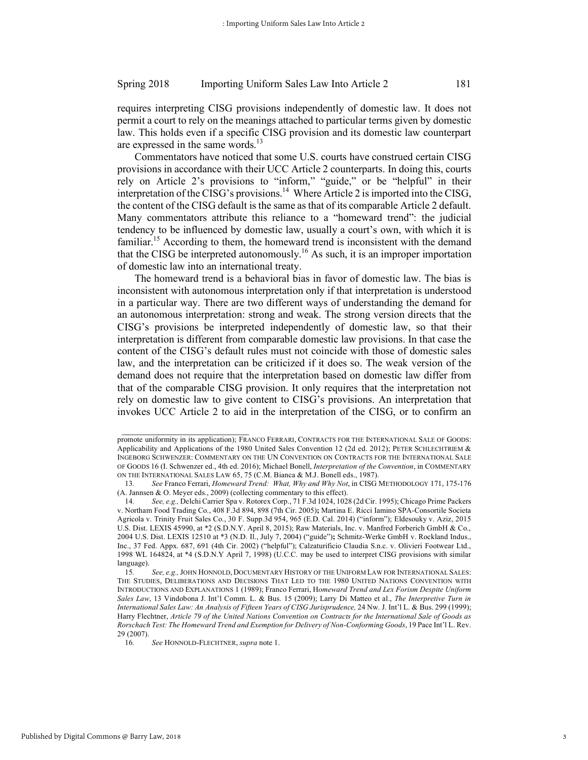requires interpreting CISG provisions independently of domestic law. It does not permit a court to rely on the meanings attached to particular terms given by domestic law. This holds even if a specific CISG provision and its domestic law counterpart are expressed in the same words.[13]

Commentators have noticed that some U.S. courts have construed certain CISG provisions in accordance with their UCC Article 2 counterparts. In doing this, courts rely on Article 2's provisions to "inform," "guide," or be "helpful" in their interpretation of the CISG's provisions.[14] Where Article 2 is imported into the CISG, the content of the CISG default is the same as that of its comparable Article 2 default. Many commentators attribute this reliance to a "homeward trend": the judicial tendency to be influenced by domestic law, usually a court's own, with which it is familiar.[15] According to them, the homeward trend is inconsistent with the demand that the CISG be interpreted autonomously.[16] As such, it is an improper importation of domestic law into an international treaty.

The homeward trend is a behavioral bias in favor of domestic law. The bias is inconsistent with autonomous interpretation only if that interpretation is understood in a particular way. There are two different ways of understanding the demand for an autonomous interpretation: strong and weak. The strong version directs that the CISG's provisions be interpreted independently of domestic law, so that their interpretation is different from comparable domestic law provisions. In that case the content of the CISG's default rules must not coincide with those of domestic sales law, and the interpretation can be criticized if it does so. The weak version of the demand does not require that the interpretation based on domestic law differ from that of the comparable CISG provision. It only requires that the interpretation not rely on domestic law to give content to CISG's provisions. An interpretation that invokes UCC Article 2 to aid in the interpretation of the CISG, or to confirm an

---

promote uniformity in its application); FRANCO FERRARI, CONTRACTS FOR THE INTERNATIONAL SALE OF GOODS: Applicability and Applications of the 1980 United Sales Convention 12 (2d ed. 2012); PETER SCHLECHTRIEM & INGEBORG SCHWENZER: COMMENTARY ON THE UN CONVENTION ON CONTRACTS FOR THE INTERNATIONAL SALE OF GOODS 16 (I. Schwenzer ed., 4th ed. 2016); Michael Bonell, *Interpretation of the Convention*, in COMMENTARY ON THE INTERNATIONAL SALES LAW 65, 75 (C.M. Bianca & M.J. Bonell eds., 1987).

13. *See* Franco Ferrari, *Homeward Trend: What, Why and Why Not*, in CISG METHODOLOGY 171, 175-176 (A. Jannsen & O. Meyer eds., 2009) (collecting commentary to this effect).

14. *See, e.g.,* Delchi Carrier Spa v. Rotorex Corp., 71 F.3d 1024, 1028 (2d Cir. 1995); Chicago Prime Packers v. Northam Food Trading Co., 408 F.3d 894, 898 (7th Cir. 2005); Martina E. Ricci Iamino SPA-Consortile Societa Agricola v. Trinity Fruit Sales Co., 30 F. Supp.3d 954, 965 (E.D. Cal. 2014) ("inform"); Eldesouky v. Aziz, 2015 U.S. Dist. LEXIS 45990, at *2 (S.D.N.Y. April 8, 2015); Raw Materials, Inc. v. Manfred Forberich GmbH & Co., 2004 U.S. Dist. LEXIS 12510 at *3 (N.D. Il., July 7, 2004) ("guide"); Schmitz-Werke GmbH v. Rockland Indus., Inc., 37 Fed. Appx. 687, 691 (4th Cir. 2002) ("helpful"); Calzaturificio Claudia S.n.c. v. Olivieri Footwear Ltd., 1998 WL 164824, at *4 (S.D.N.Y April 7, 1998) (U.C.C. may be used to interpret CISG provisions with similar language).

15. *See, e.g.,* JOHN HONNOLD, DOCUMENTARY HISTORY OF THE UNIFORM LAW FOR INTERNATIONAL SALES: THE STUDIES, DELIBERATIONS AND DECISIONS THAT LED TO THE 1980 UNITED NATIONS CONVENTION WITH INTRODUCTIONS AND EXPLANATIONS 1 (1989); Franco Ferrari, *Homeward Trend and Lex Forism Despite Uniform Sales Law*, 13 Vindobona J. Int'l Comm. L. & Bus. 15 (2009); Larry Di Matteo et al., *The Interpretive Turn in International Sales Law: An Analysis of Fifteen Years of CISG Jurisprudence,* 24 Nw. J. Int'l L. & Bus. 299 (1999); Harry Flechtner, *Article 79 of the United Nations Convention on Contracts for the International Sale of Goods as Rorschach Test: The Homeward Trend and Exemption for Delivery of Non-Conforming Goods*, 19 Pace Int'l L. Rev. 29 (2007).

16. *See* HONNOLD-FLECHTNER, *supra* note 1.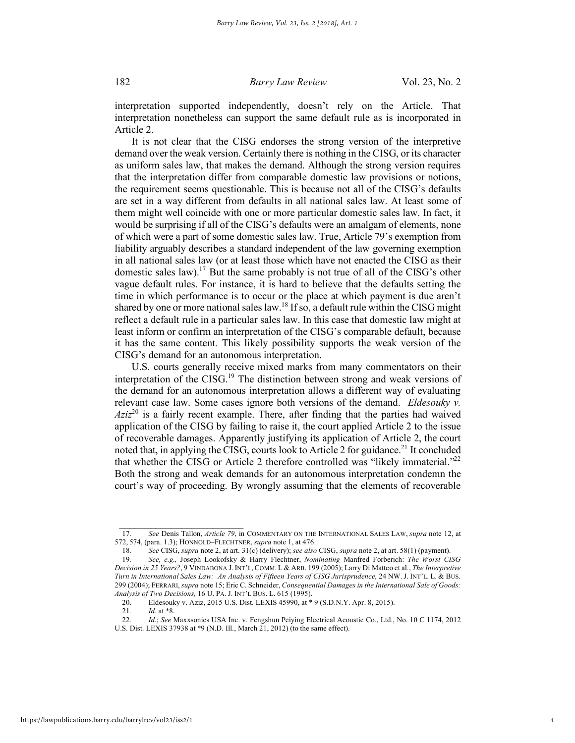interpretation supported independently, doesn't rely on the Article. That interpretation nonetheless can support the same default rule as is incorporated in Article 2.

It is not clear that the CISG endorses the strong version of the interpretive demand over the weak version. Certainly there is nothing in the CISG, or its character as uniform sales law, that makes the demand. Although the strong version requires that the interpretation differ from comparable domestic law provisions or notions, the requirement seems questionable. This is because not all of the CISG's defaults are set in a way different from defaults in all national sales law. At least some of them might well coincide with one or more particular domestic sales law. In fact, it would be surprising if all of the CISG's defaults were an amalgam of elements, none of which were a part of some domestic sales law. True, Article 79's exemption from liability arguably describes a standard independent of the law governing exemption in all national sales law (or at least those which have not enacted the CISG as their domestic sales law).[17] But the same probably is not true of all of the CISG's other vague default rules. For instance, it is hard to believe that the defaults setting the time in which performance is to occur or the place at which payment is due aren't shared by one or more national sales law.[18] If so, a default rule within the CISG might reflect a default rule in a particular sales law. In this case that domestic law might at least inform or confirm an interpretation of the CISG's comparable default, because it has the same content. This likely possibility supports the weak version of the CISG's demand for an autonomous interpretation.

U.S. courts generally receive mixed marks from many commentators on their interpretation of the CISG.[19] The distinction between strong and weak versions of the demand for an autonomous interpretation allows a different way of evaluating relevant case law. Some cases ignore both versions of the demand. *Eldesouky v. Aziz*[20] is a fairly recent example. There, after finding that the parties had waived application of the CISG by failing to raise it, the court applied Article 2 to the issue of recoverable damages. Apparently justifying its application of Article 2, the court noted that, in applying the CISG, courts look to Article 2 for guidance.[21] It concluded that whether the CISG or Article 2 therefore controlled was "likely immaterial."[22] Both the strong and weak demands for an autonomous interpretation condemn the court's way of proceeding. By wrongly assuming that the elements of recoverable

---

17. *See* Denis Tallon, *Article 79*, in COMMENTARY ON THE INTERNATIONAL SALES LAW, *supra* note 12, at 572, 574, (para. 1.3); HONNOLD–FLECHTNER, *supra* note 1, at 476.

18. *See* CISG, *supra* note 2, at art. 31(c) (delivery); *see also* CISG, *supra* note 2, at art. 58(1) (payment).

19. *See, e.g.,* Joseph Lookofsky & Harry Flechtner, *Nominating* Manfred Forberich: *The Worst CISG Decision in 25 Years?*, 9 VINDABONA J. INT'L, COMM. L & ARB. 199 (2005); Larry Di Matteo et al., *The Interpretive Turn in International Sales Law: An Analysis of Fifteen Years of CISG Jurisprudence,* 24 NW. J. INT'L. L. & BUS. 299 (2004); FERRARI, *supra* note 15; Eric C. Schneider, *Consequential Damages in the International Sale of Goods: Analysis of Two Decisions,* 16 U. PA. J. INT'L BUS. L. 615 (1995).

20. Eldesouky v. Aziz, 2015 U.S. Dist. LEXIS 45990, at * 9 (S.D.N.Y. Apr. 8, 2015).

21. *Id.* at *8.

22. *Id.*; *See* Maxxsonics USA Inc. v. Fengshun Peiying Electrical Acoustic Co., Ltd., No. 10 C 1174, 2012 U.S. Dist. LEXIS 37938 at *9 (N.D. Ill., March 21, 2012) (to the same effect).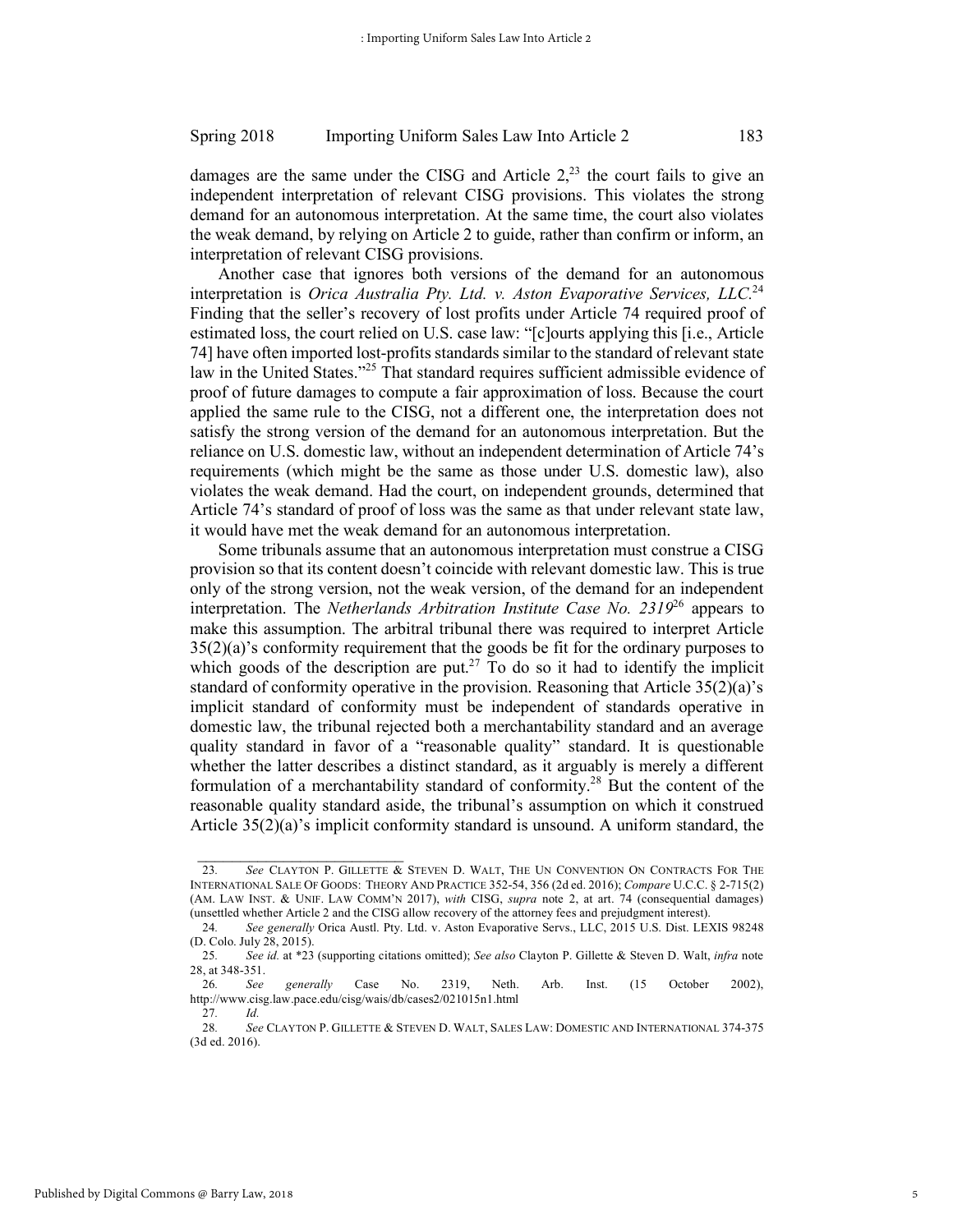damages are the same under the CISG and Article 2,[23] the court fails to give an independent interpretation of relevant CISG provisions. This violates the strong demand for an autonomous interpretation. At the same time, the court also violates the weak demand, by relying on Article 2 to guide, rather than confirm or inform, an interpretation of relevant CISG provisions.

Another case that ignores both versions of the demand for an autonomous interpretation is *Orica Australia Pty. Ltd. v. Aston Evaporative Services, LLC*.[24] Finding that the seller's recovery of lost profits under Article 74 required proof of estimated loss, the court relied on U.S. case law: "[c]ourts applying this [i.e., Article 74] have often imported lost-profits standards similar to the standard of relevant state law in the United States."[25] That standard requires sufficient admissible evidence of proof of future damages to compute a fair approximation of loss. Because the court applied the same rule to the CISG, not a different one, the interpretation does not satisfy the strong version of the demand for an autonomous interpretation. But the reliance on U.S. domestic law, without an independent determination of Article 74's requirements (which might be the same as those under U.S. domestic law), also violates the weak demand. Had the court, on independent grounds, determined that Article 74's standard of proof of loss was the same as that under relevant state law, it would have met the weak demand for an autonomous interpretation.

Some tribunals assume that an autonomous interpretation must construe a CISG provision so that its content doesn't coincide with relevant domestic law. This is true only of the strong version, not the weak version, of the demand for an independent interpretation. The *Netherlands Arbitration Institute Case No. 2319*[26] appears to make this assumption. The arbitral tribunal there was required to interpret Article 35(2)(a)'s conformity requirement that the goods be fit for the ordinary purposes to which goods of the description are put.[27] To do so it had to identify the implicit standard of conformity operative in the provision. Reasoning that Article 35(2)(a)'s implicit standard of conformity must be independent of standards operative in domestic law, the tribunal rejected both a merchantability standard and an average quality standard in favor of a "reasonable quality" standard. It is questionable whether the latter describes a distinct standard, as it arguably is merely a different formulation of a merchantability standard of conformity.[28] But the content of the reasonable quality standard aside, the tribunal's assumption on which it construed Article 35(2)(a)'s implicit conformity standard is unsound. A uniform standard, the

---

23. *See* CLAYTON P. GILLETTE & STEVEN D. WALT, THE UN CONVENTION ON CONTRACTS FOR THE INTERNATIONAL SALE OF GOODS: THEORY AND PRACTICE 352-54, 356 (2d ed. 2016); *Compare* U.C.C. § 2-715(2) (AM. LAW INST. & UNIF. LAW COMM'N 2017), *with* CISG, *supra* note 2, at art. 74 (consequential damages) (unsettled whether Article 2 and the CISG allow recovery of the attorney fees and prejudgment interest).

24. *See generally* Orica Austl. Pty. Ltd. v. Aston Evaporative Servs., LLC, 2015 U.S. Dist. LEXIS 98248 (D. Colo. July 28, 2015).

25. *See id.* at *23 (supporting citations omitted); *See also* Clayton P. Gillette & Steven D. Walt, *infra* note 28, at 348-351.

26. *See generally* Case No. 2319, Neth. Arb. Inst. (15 October 2002), http://www.cisg.law.pace.edu/cisg/wais/db/cases2/021015n1.html

27. *Id.*

28. *See* CLAYTON P. GILLETTE & STEVEN D. WALT, SALES LAW: DOMESTIC AND INTERNATIONAL 374-375 (3d ed. 2016).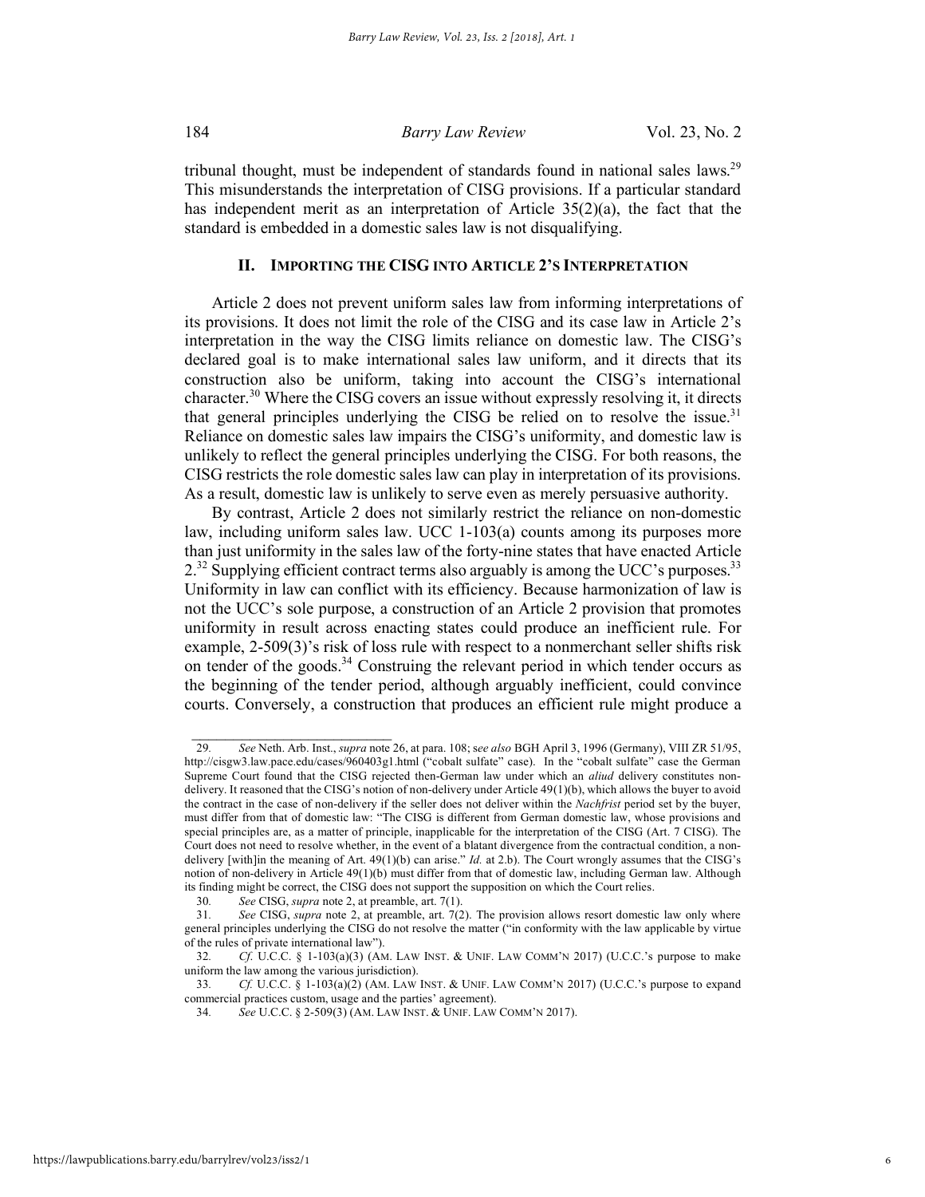tribunal thought, must be independent of standards found in national sales laws.[29] This misunderstands the interpretation of CISG provisions. If a particular standard has independent merit as an interpretation of Article 35(2)(a), the fact that the standard is embedded in a domestic sales law is not disqualifying.

## II. Importing the CISG into Article 2's Interpretation

Article 2 does not prevent uniform sales law from informing interpretations of its provisions. It does not limit the role of the CISG and its case law in Article 2's interpretation in the way the CISG limits reliance on domestic law. The CISG's declared goal is to make international sales law uniform, and it directs that its construction also be uniform, taking into account the CISG's international character.[30] Where the CISG covers an issue without expressly resolving it, it directs that general principles underlying the CISG be relied on to resolve the issue.[31] Reliance on domestic sales law impairs the CISG's uniformity, and domestic law is unlikely to reflect the general principles underlying the CISG. For both reasons, the CISG restricts the role domestic sales law can play in interpretation of its provisions. As a result, domestic law is unlikely to serve even as merely persuasive authority.

By contrast, Article 2 does not similarly restrict the reliance on non-domestic law, including uniform sales law. UCC 1-103(a) counts among its purposes more than just uniformity in the sales law of the forty-nine states that have enacted Article 2.[32] Supplying efficient contract terms also arguably is among the UCC's purposes.[33] Uniformity in law can conflict with its efficiency. Because harmonization of law is not the UCC's sole purpose, a construction of an Article 2 provision that promotes uniformity in result across enacting states could produce an inefficient rule. For example, 2-509(3)'s risk of loss rule with respect to a nonmerchant seller shifts risk on tender of the goods.[34] Construing the relevant period in which tender occurs as the beginning of the tender period, although arguably inefficient, could convince courts. Conversely, a construction that produces an efficient rule might produce a

---

29. *See* Neth. Arb. Inst., *supra* note 26, at para. 108; s*ee also* BGH April 3, 1996 (Germany), VIII ZR 51/95, http://cisgw3.law.pace.edu/cases/960403g1.html ("cobalt sulfate" case). In the "cobalt sulfate" case the German Supreme Court found that the CISG rejected then-German law under which an *aliud* delivery constitutes non-delivery. It reasoned that the CISG's notion of non-delivery under Article 49(1)(b), which allows the buyer to avoid the contract in the case of non-delivery if the seller does not deliver within the *Nachfrist* period set by the buyer, must differ from that of domestic law: "The CISG is different from German domestic law, whose provisions and special principles are, as a matter of principle, inapplicable for the interpretation of the CISG (Art. 7 CISG). The Court does not need to resolve whether, in the event of a blatant divergence from the contractual condition, a non-delivery [with]in the meaning of Art. 49(1)(b) can arise." *Id.* at 2.b). The Court wrongly assumes that the CISG's notion of non-delivery in Article 49(1)(b) must differ from that of domestic law, including German law. Although its finding might be correct, the CISG does not support the supposition on which the Court relies.

30. *See* CISG, *supra* note 2, at preamble, art. 7(1).

31. *See* CISG, *supra* note 2, at preamble, art. 7(2). The provision allows resort domestic law only where general principles underlying the CISG do not resolve the matter ("in conformity with the law applicable by virtue of the rules of private international law").

32. *Cf.* U.C.C. § 1-103(a)(3) (AM. LAW INST. & UNIF. LAW COMM'N 2017) (U.C.C.'s purpose to make uniform the law among the various jurisdiction).

33. *Cf.* U.C.C. § 1-103(a)(2) (AM. LAW INST. & UNIF. LAW COMM'N 2017) (U.C.C.'s purpose to expand commercial practices custom, usage and the parties' agreement).

34. *See* U.C.C. § 2-509(3) (AM. LAW INST. & UNIF. LAW COMM'N 2017).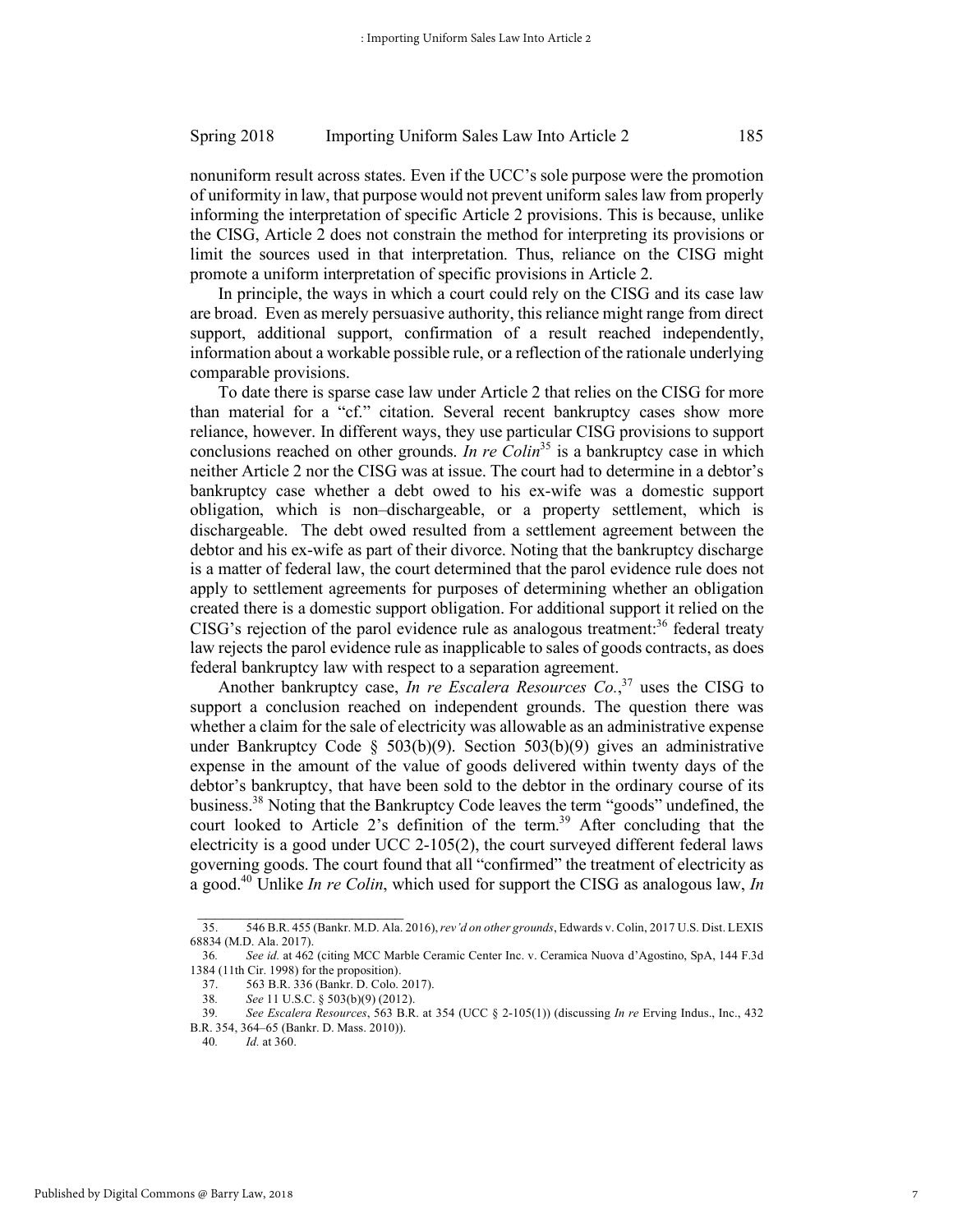nonuniform result across states. Even if the UCC's sole purpose were the promotion of uniformity in law, that purpose would not prevent uniform sales law from properly informing the interpretation of specific Article 2 provisions. This is because, unlike the CISG, Article 2 does not constrain the method for interpreting its provisions or limit the sources used in that interpretation. Thus, reliance on the CISG might promote a uniform interpretation of specific provisions in Article 2.

In principle, the ways in which a court could rely on the CISG and its case law are broad. Even as merely persuasive authority, this reliance might range from direct support, additional support, confirmation of a result reached independently, information about a workable possible rule, or a reflection of the rationale underlying comparable provisions.

To date there is sparse case law under Article 2 that relies on the CISG for more than material for a "cf." citation. Several recent bankruptcy cases show more reliance, however. In different ways, they use particular CISG provisions to support conclusions reached on other grounds. *In re Colin*[35] is a bankruptcy case in which neither Article 2 nor the CISG was at issue. The court had to determine in a debtor's bankruptcy case whether a debt owed to his ex-wife was a domestic support obligation, which is non–dischargeable, or a property settlement, which is dischargeable. The debt owed resulted from a settlement agreement between the debtor and his ex-wife as part of their divorce. Noting that the bankruptcy discharge is a matter of federal law, the court determined that the parol evidence rule does not apply to settlement agreements for purposes of determining whether an obligation created there is a domestic support obligation. For additional support it relied on the CISG's rejection of the parol evidence rule as analogous treatment:[36] federal treaty law rejects the parol evidence rule as inapplicable to sales of goods contracts, as does federal bankruptcy law with respect to a separation agreement.

Another bankruptcy case, *In re Escalera Resources Co.*,[37] uses the CISG to support a conclusion reached on independent grounds. The question there was whether a claim for the sale of electricity was allowable as an administrative expense under Bankruptcy Code § 503(b)(9). Section 503(b)(9) gives an administrative expense in the amount of the value of goods delivered within twenty days of the debtor's bankruptcy, that have been sold to the debtor in the ordinary course of its business.[38] Noting that the Bankruptcy Code leaves the term "goods" undefined, the court looked to Article 2's definition of the term.[39] After concluding that the electricity is a good under UCC 2-105(2), the court surveyed different federal laws governing goods. The court found that all "confirmed" the treatment of electricity as a good.[40] Unlike *In re Colin*, which used for support the CISG as analogous law, *In*

---

35. 546 B.R. 455 (Bankr. M.D. Ala. 2016), *rev'd on other grounds*, Edwards v. Colin, 2017 U.S. Dist. LEXIS 68834 (M.D. Ala. 2017).

36. *See id.* at 462 (citing MCC Marble Ceramic Center Inc. v. Ceramica Nuova d'Agostino, SpA, 144 F.3d 1384 (11th Cir. 1998) for the proposition).

37. 563 B.R. 336 (Bankr. D. Colo. 2017).

38. *See* 11 U.S.C. § 503(b)(9) (2012).

39. *See Escalera Resources*, 563 B.R. at 354 (UCC § 2-105(1)) (discussing *In re* Erving Indus., Inc., 432 B.R. 354, 364–65 (Bankr. D. Mass. 2010)).

40. *Id.* at 360.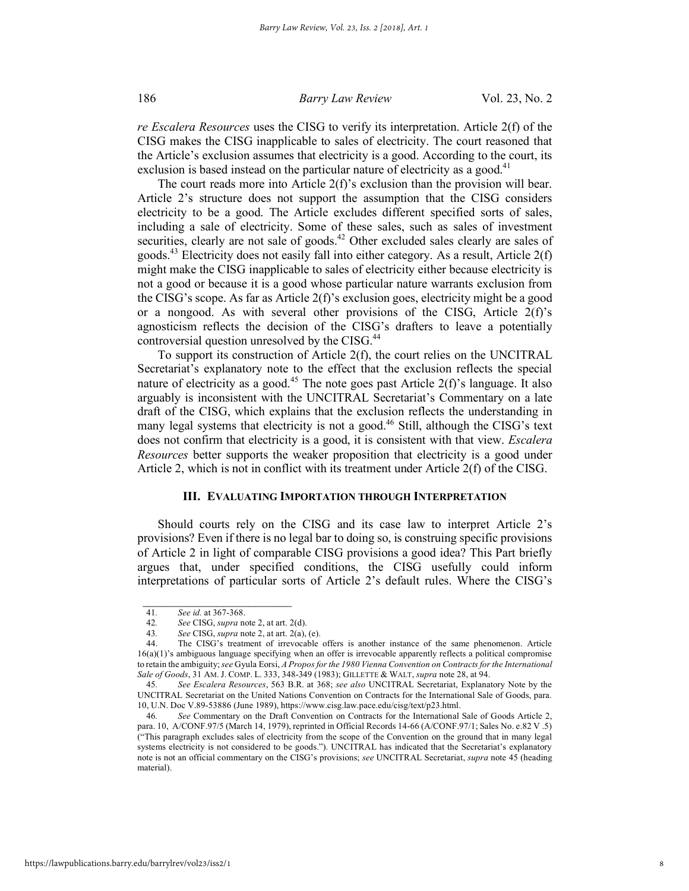*re Escalera Resources* uses the CISG to verify its interpretation. Article 2(f) of the CISG makes the CISG inapplicable to sales of electricity. The court reasoned that the Article's exclusion assumes that electricity is a good. According to the court, its exclusion is based instead on the particular nature of electricity as a good.[41]

The court reads more into Article 2(f)'s exclusion than the provision will bear. Article 2's structure does not support the assumption that the CISG considers electricity to be a good. The Article excludes different specified sorts of sales, including a sale of electricity. Some of these sales, such as sales of investment securities, clearly are not sale of goods.[42] Other excluded sales clearly are sales of goods.[43] Electricity does not easily fall into either category. As a result, Article 2(f) might make the CISG inapplicable to sales of electricity either because electricity is not a good or because it is a good whose particular nature warrants exclusion from the CISG's scope. As far as Article 2(f)'s exclusion goes, electricity might be a good or a nongood. As with several other provisions of the CISG, Article 2(f)'s agnosticism reflects the decision of the CISG's drafters to leave a potentially controversial question unresolved by the CISG.[44]

To support its construction of Article 2(f), the court relies on the UNCITRAL Secretariat's explanatory note to the effect that the exclusion reflects the special nature of electricity as a good.[45] The note goes past Article 2(f)'s language. It also arguably is inconsistent with the UNCITRAL Secretariat's Commentary on a late draft of the CISG, which explains that the exclusion reflects the understanding in many legal systems that electricity is not a good.[46] Still, although the CISG's text does not confirm that electricity is a good, it is consistent with that view. *Escalera Resources* better supports the weaker proposition that electricity is a good under Article 2, which is not in conflict with its treatment under Article 2(f) of the CISG.

## III. EVALUATING IMPORTATION THROUGH INTERPRETATION

Should courts rely on the CISG and its case law to interpret Article 2's provisions? Even if there is no legal bar to doing so, is construing specific provisions of Article 2 in light of comparable CISG provisions a good idea? This Part briefly argues that, under specified conditions, the CISG usefully could inform interpretations of particular sorts of Article 2's default rules. Where the CISG's

---

41. *See id.* at 367-368.

42. *See* CISG, *supra* note 2, at art. 2(d).

43. *See* CISG, *supra* note 2, at art. 2(a), (e).

44. The CISG's treatment of irrevocable offers is another instance of the same phenomenon. Article 16(a)(1)'s ambiguous language specifying when an offer is irrevocable apparently reflects a political compromise to retain the ambiguity; *see* Gyula Eorsi, *A Propos for the 1980 Vienna Convention on Contracts for the International Sale of Goods*, 31 AM. J. COMP. L. 333, 348-349 (1983); GILLETTE & WALT, *supra* note 28, at 94.

45. *See Escalera Resources*, 563 B.R. at 368; *see also* UNCITRAL Secretariat, Explanatory Note by the UNCITRAL Secretariat on the United Nations Convention on Contracts for the International Sale of Goods, para. 10, U.N. Doc V.89-53886 (June 1989), https://www.cisg.law.pace.edu/cisg/text/p23.html.

46. *See* Commentary on the Draft Convention on Contracts for the International Sale of Goods Article 2, para. 10, A/CONF.97/5 (March 14, 1979), reprinted in Official Records 14-66 (A/CONF.97/1; Sales No. e.82 V .5) ("This paragraph excludes sales of electricity from the scope of the Convention on the ground that in many legal systems electricity is not considered to be goods."). UNCITRAL has indicated that the Secretariat's explanatory note is not an official commentary on the CISG's provisions; *see* UNCITRAL Secretariat, *supra* note 45 (heading material).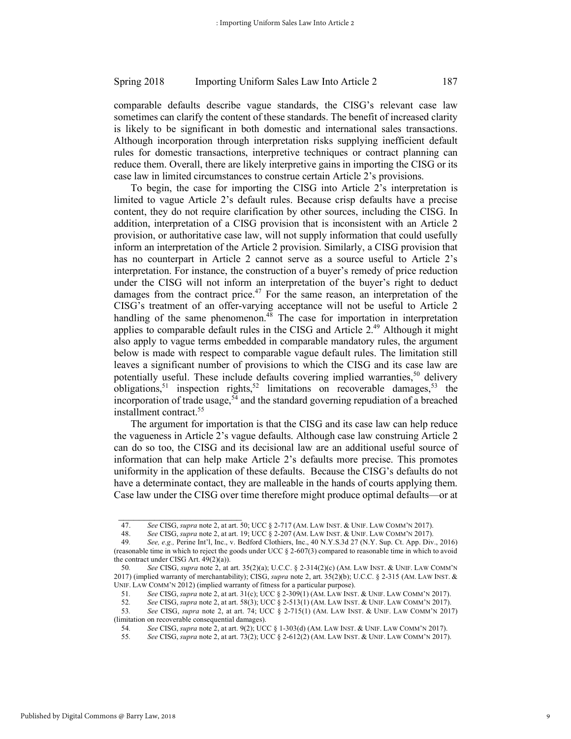comparable defaults describe vague standards, the CISG's relevant case law sometimes can clarify the content of these standards. The benefit of increased clarity is likely to be significant in both domestic and international sales transactions. Although incorporation through interpretation risks supplying inefficient default rules for domestic transactions, interpretive techniques or contract planning can reduce them. Overall, there are likely interpretive gains in importing the CISG or its case law in limited circumstances to construe certain Article 2's provisions.

To begin, the case for importing the CISG into Article 2's interpretation is limited to vague Article 2's default rules. Because crisp defaults have a precise content, they do not require clarification by other sources, including the CISG. In addition, interpretation of a CISG provision that is inconsistent with an Article 2 provision, or authoritative case law, will not supply information that could usefully inform an interpretation of the Article 2 provision. Similarly, a CISG provision that has no counterpart in Article 2 cannot serve as a source useful to Article 2's interpretation. For instance, the construction of a buyer's remedy of price reduction under the CISG will not inform an interpretation of the buyer's right to deduct damages from the contract price.[47] For the same reason, an interpretation of the CISG's treatment of an offer-varying acceptance will not be useful to Article 2 handling of the same phenomenon.[48] The case for importation in interpretation applies to comparable default rules in the CISG and Article 2.[49] Although it might also apply to vague terms embedded in comparable mandatory rules, the argument below is made with respect to comparable vague default rules. The limitation still leaves a significant number of provisions to which the CISG and its case law are potentially useful. These include defaults covering implied warranties,[50] delivery obligations,[51] inspection rights,[52] limitations on recoverable damages,[53] the incorporation of trade usage,[54] and the standard governing repudiation of a breached installment contract.[55]

The argument for importation is that the CISG and its case law can help reduce the vagueness in Article 2's vague defaults. Although case law construing Article 2 can do so too, the CISG and its decisional law are an additional useful source of information that can help make Article 2's defaults more precise. This promotes uniformity in the application of these defaults. Because the CISG's defaults do not have a determinate contact, they are malleable in the hands of courts applying them. Case law under the CISG over time therefore might produce optimal defaults—or at

---

47. *See* CISG, *supra* note 2, at art. 50; UCC § 2-717 (AM. LAW INST. & UNIF. LAW COMM'N 2017).

48. *See* CISG, *supra* note 2, at art. 19; UCC § 2-207 (AM. LAW INST. & UNIF. LAW COMM'N 2017).

49. *See, e.g.,* Perine Int'l, Inc., v. Bedford Clothiers, Inc., 40 N.Y.S.3d 27 (N.Y. Sup. Ct. App. Div., 2016) (reasonable time in which to reject the goods under UCC § 2-607(3) compared to reasonable time in which to avoid the contract under CISG Art. 49(2)(a)).

50. *See* CISG, *supra* note 2, at art. 35(2)(a); U.C.C. § 2-314(2)(c) (AM. LAW INST. & UNIF. LAW COMM'N 2017) (implied warranty of merchantability); CISG, *supra* note 2, art. 35(2)(b); U.C.C. § 2-315 (AM. LAW INST. & UNIF. LAW COMM'N 2012) (implied warranty of fitness for a particular purpose).

51. *See* CISG, *supra* note 2, at art. 31(c); UCC § 2-309(1) (AM. LAW INST. & UNIF. LAW COMM'N 2017).

52. *See* CISG, *supra* note 2, at art. 58(3); UCC § 2-513(1) (AM. LAW INST. & UNIF. LAW COMM'N 2017).

53. *See* CISG, *supra* note 2, at art. 74; UCC § 2-715(1) (AM. LAW INST. & UNIF. LAW COMM'N 2017) (limitation on recoverable consequential damages).

54. *See* CISG, *supra* note 2, at art. 9(2); UCC § 1-303(d) (AM. LAW INST. & UNIF. LAW COMM'N 2017).

55. *See* CISG, *supra* note 2, at art. 73(2); UCC § 2-612(2) (AM. LAW INST. & UNIF. LAW COMM'N 2017).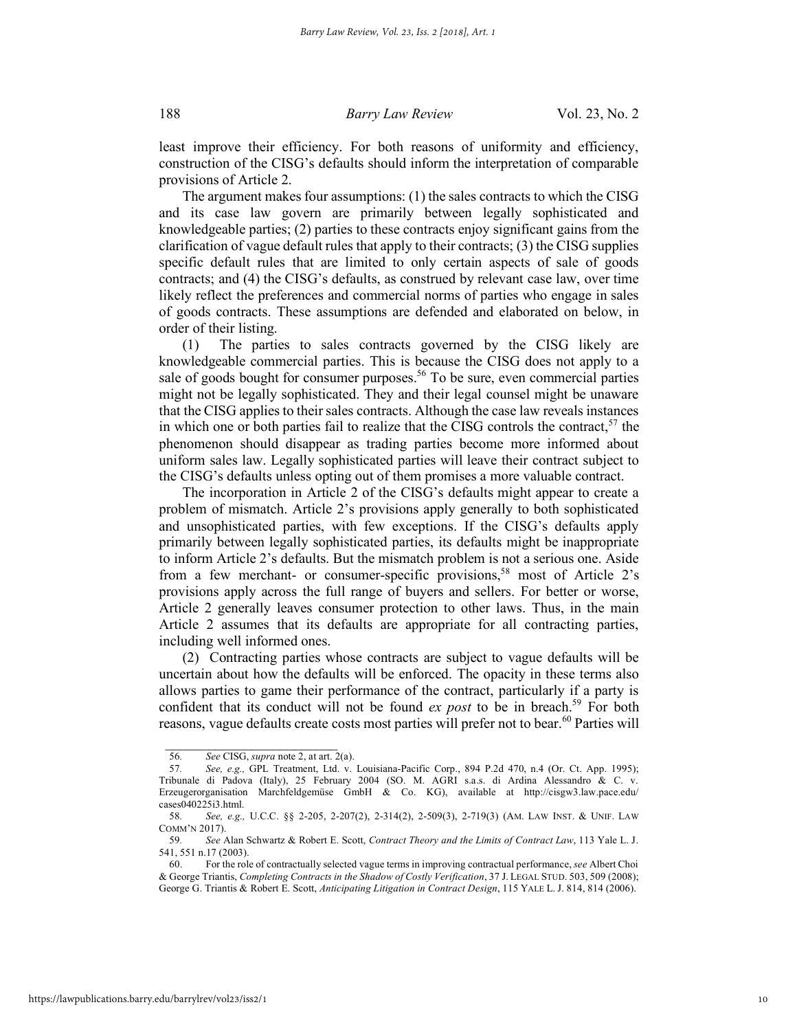least improve their efficiency. For both reasons of uniformity and efficiency, construction of the CISG's defaults should inform the interpretation of comparable provisions of Article 2.

The argument makes four assumptions: (1) the sales contracts to which the CISG and its case law govern are primarily between legally sophisticated and knowledgeable parties; (2) parties to these contracts enjoy significant gains from the clarification of vague default rules that apply to their contracts; (3) the CISG supplies specific default rules that are limited to only certain aspects of sale of goods contracts; and (4) the CISG's defaults, as construed by relevant case law, over time likely reflect the preferences and commercial norms of parties who engage in sales of goods contracts. These assumptions are defended and elaborated on below, in order of their listing.

(1) The parties to sales contracts governed by the CISG likely are knowledgeable commercial parties. This is because the CISG does not apply to a sale of goods bought for consumer purposes.[56] To be sure, even commercial parties might not be legally sophisticated. They and their legal counsel might be unaware that the CISG applies to their sales contracts. Although the case law reveals instances in which one or both parties fail to realize that the CISG controls the contract,[57] the phenomenon should disappear as trading parties become more informed about uniform sales law. Legally sophisticated parties will leave their contract subject to the CISG's defaults unless opting out of them promises a more valuable contract.

The incorporation in Article 2 of the CISG's defaults might appear to create a problem of mismatch. Article 2's provisions apply generally to both sophisticated and unsophisticated parties, with few exceptions. If the CISG's defaults apply primarily between legally sophisticated parties, its defaults might be inappropriate to inform Article 2's defaults. But the mismatch problem is not a serious one. Aside from a few merchant- or consumer-specific provisions,[58] most of Article 2's provisions apply across the full range of buyers and sellers. For better or worse, Article 2 generally leaves consumer protection to other laws. Thus, in the main Article 2 assumes that its defaults are appropriate for all contracting parties, including well informed ones.

(2) Contracting parties whose contracts are subject to vague defaults will be uncertain about how the defaults will be enforced. The opacity in these terms also allows parties to game their performance of the contract, particularly if a party is confident that its conduct will not be found *ex post* to be in breach.[59] For both reasons, vague defaults create costs most parties will prefer not to bear.[60] Parties will

---

56. *See* CISG, *supra* note 2, at art. 2(a).

57. *See, e.g.,* GPL Treatment, Ltd. v. Louisiana-Pacific Corp., 894 P.2d 470, n.4 (Or. Ct. App. 1995); Tribunale di Padova (Italy), 25 February 2004 (SO. M. AGRI s.a.s. di Ardina Alessandro & C. v. Erzeugerorganisation Marchfeldgemüse GmbH & Co. KG), available at http://cisgw3.law.pace.edu/cases040225i3.html.

58. *See, e.g.,* U.C.C. §§ 2-205, 2-207(2), 2-314(2), 2-509(3), 2-719(3) (AM. LAW INST. & UNIF. LAW COMM'N 2017).

59. *See* Alan Schwartz & Robert E. Scott, *Contract Theory and the Limits of Contract Law*, 113 Yale L. J. 541, 551 n.17 (2003).

60. For the role of contractually selected vague terms in improving contractual performance, *see* Albert Choi & George Triantis, *Completing Contracts in the Shadow of Costly Verification*, 37 J. LEGAL STUD. 503, 509 (2008); George G. Triantis & Robert E. Scott, *Anticipating Litigation in Contract Design*, 115 YALE L. J. 814, 814 (2006).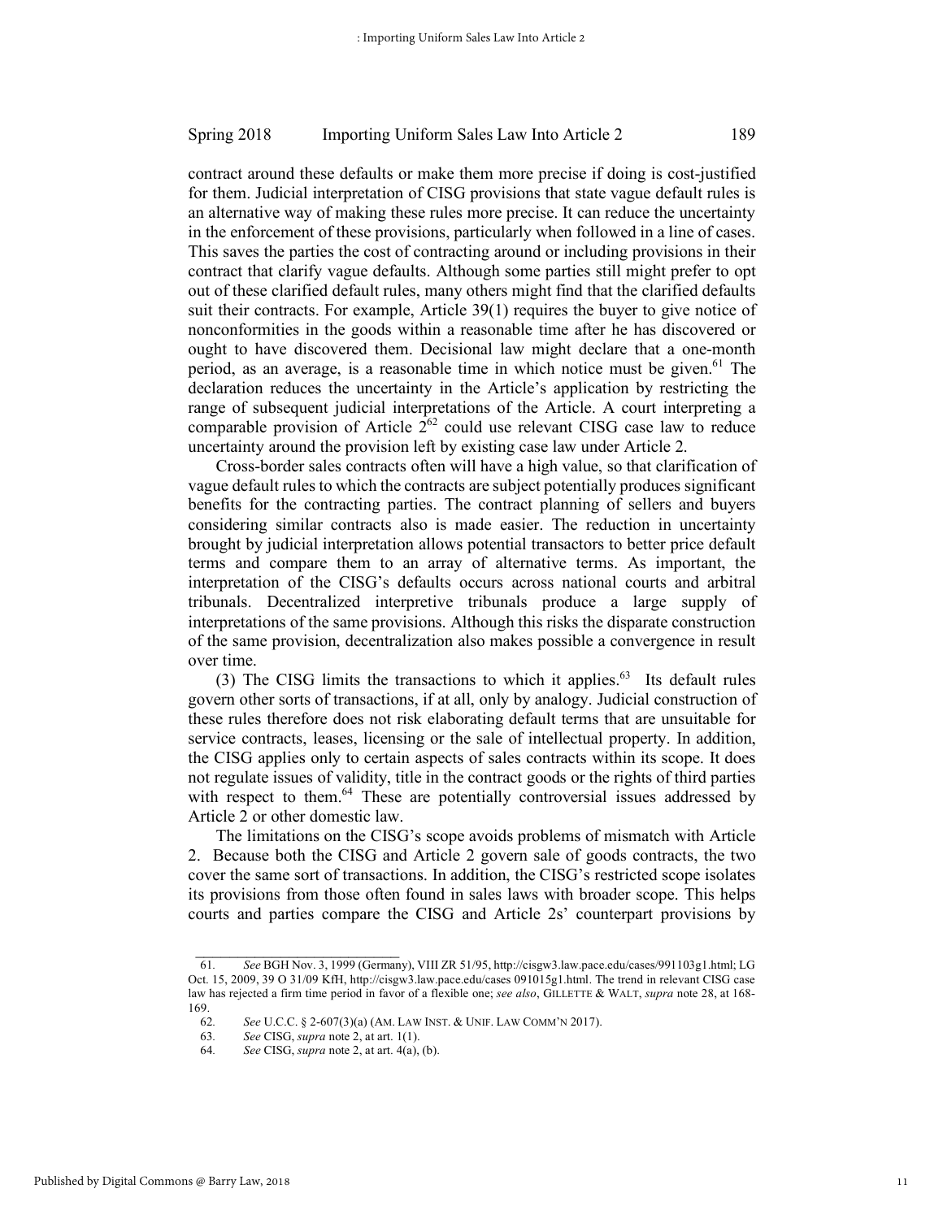contract around these defaults or make them more precise if doing is cost-justified for them. Judicial interpretation of CISG provisions that state vague default rules is an alternative way of making these rules more precise. It can reduce the uncertainty in the enforcement of these provisions, particularly when followed in a line of cases. This saves the parties the cost of contracting around or including provisions in their contract that clarify vague defaults. Although some parties still might prefer to opt out of these clarified default rules, many others might find that the clarified defaults suit their contracts. For example, Article 39(1) requires the buyer to give notice of nonconformities in the goods within a reasonable time after he has discovered or ought to have discovered them. Decisional law might declare that a one-month period, as an average, is a reasonable time in which notice must be given.[61] The declaration reduces the uncertainty in the Article's application by restricting the range of subsequent judicial interpretations of the Article. A court interpreting a comparable provision of Article 2[62] could use relevant CISG case law to reduce uncertainty around the provision left by existing case law under Article 2.

Cross-border sales contracts often will have a high value, so that clarification of vague default rules to which the contracts are subject potentially produces significant benefits for the contracting parties. The contract planning of sellers and buyers considering similar contracts also is made easier. The reduction in uncertainty brought by judicial interpretation allows potential transactors to better price default terms and compare them to an array of alternative terms. As important, the interpretation of the CISG's defaults occurs across national courts and arbitral tribunals. Decentralized interpretive tribunals produce a large supply of interpretations of the same provisions. Although this risks the disparate construction of the same provision, decentralization also makes possible a convergence in result over time.

(3) The CISG limits the transactions to which it applies.[63] Its default rules govern other sorts of transactions, if at all, only by analogy. Judicial construction of these rules therefore does not risk elaborating default terms that are unsuitable for service contracts, leases, licensing or the sale of intellectual property. In addition, the CISG applies only to certain aspects of sales contracts within its scope. It does not regulate issues of validity, title in the contract goods or the rights of third parties with respect to them.[64] These are potentially controversial issues addressed by Article 2 or other domestic law.

The limitations on the CISG's scope avoids problems of mismatch with Article 2. Because both the CISG and Article 2 govern sale of goods contracts, the two cover the same sort of transactions. In addition, the CISG's restricted scope isolates its provisions from those often found in sales laws with broader scope. This helps courts and parties compare the CISG and Article 2s' counterpart provisions by

---

61. *See* BGH Nov. 3, 1999 (Germany), VIII ZR 51/95, http://cisgw3.law.pace.edu/cases/991103g1.html; LG Oct. 15, 2009, 39 O 31/09 KfH, http://cisgw3.law.pace.edu/cases 091015g1.html. The trend in relevant CISG case law has rejected a firm time period in favor of a flexible one; *see also*, GILLETTE & WALT, *supra* note 28, at 168-169.

62. *See* U.C.C. § 2-607(3)(a) (AM. LAW INST. & UNIF. LAW COMM'N 2017).

63. *See* CISG, *supra* note 2, at art. 1(1).

64. *See* CISG, *supra* note 2, at art. 4(a), (b).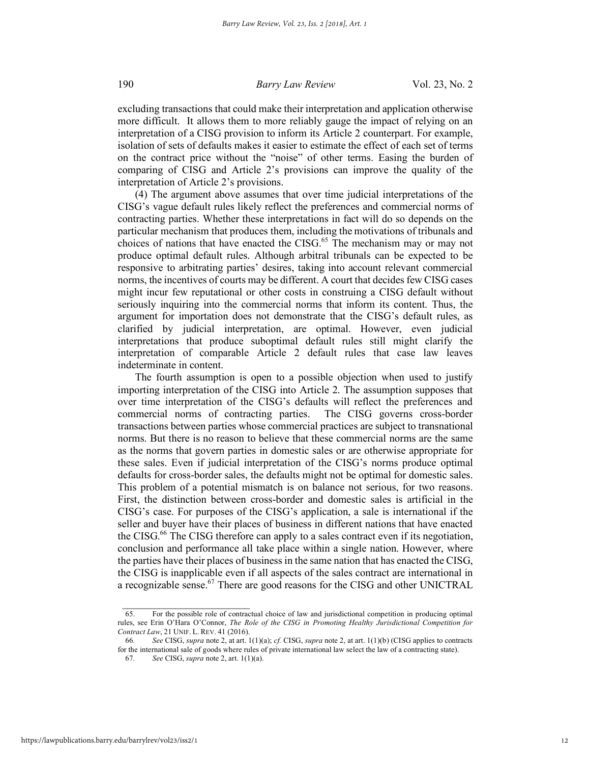excluding transactions that could make their interpretation and application otherwise more difficult. It allows them to more reliably gauge the impact of relying on an interpretation of a CISG provision to inform its Article 2 counterpart. For example, isolation of sets of defaults makes it easier to estimate the effect of each set of terms on the contract price without the "noise" of other terms. Easing the burden of comparing of CISG and Article 2's provisions can improve the quality of the interpretation of Article 2's provisions.

(4) The argument above assumes that over time judicial interpretations of the CISG's vague default rules likely reflect the preferences and commercial norms of contracting parties. Whether these interpretations in fact will do so depends on the particular mechanism that produces them, including the motivations of tribunals and choices of nations that have enacted the CISG.[65] The mechanism may or may not produce optimal default rules. Although arbitral tribunals can be expected to be responsive to arbitrating parties' desires, taking into account relevant commercial norms, the incentives of courts may be different. A court that decides few CISG cases might incur few reputational or other costs in construing a CISG default without seriously inquiring into the commercial norms that inform its content. Thus, the argument for importation does not demonstrate that the CISG's default rules, as clarified by judicial interpretation, are optimal. However, even judicial interpretations that produce suboptimal default rules still might clarify the interpretation of comparable Article 2 default rules that case law leaves indeterminate in content.

The fourth assumption is open to a possible objection when used to justify importing interpretation of the CISG into Article 2. The assumption supposes that over time interpretation of the CISG's defaults will reflect the preferences and commercial norms of contracting parties. The CISG governs cross-border transactions between parties whose commercial practices are subject to transnational norms. But there is no reason to believe that these commercial norms are the same as the norms that govern parties in domestic sales or are otherwise appropriate for these sales. Even if judicial interpretation of the CISG's norms produce optimal defaults for cross-border sales, the defaults might not be optimal for domestic sales. This problem of a potential mismatch is on balance not serious, for two reasons. First, the distinction between cross-border and domestic sales is artificial in the CISG's case. For purposes of the CISG's application, a sale is international if the seller and buyer have their places of business in different nations that have enacted the CISG.[66] The CISG therefore can apply to a sales contract even if its negotiation, conclusion and performance all take place within a single nation. However, where the parties have their places of business in the same nation that has enacted the CISG, the CISG is inapplicable even if all aspects of the sales contract are international in a recognizable sense.[67] There are good reasons for the CISG and other UNICTRAL

---

65. For the possible role of contractual choice of law and jurisdictional competition in producing optimal rules, see Erin O'Hara O'Connor, *The Role of the CISG in Promoting Healthy Jurisdictional Competition for Contract Law*, 21 UNIF. L. REV. 41 (2016).

66. *See* CISG, *supra* note 2, at art. 1(1)(a); *cf.* CISG, *supra* note 2, at art. 1(1)(b) (CISG applies to contracts for the international sale of goods where rules of private international law select the law of a contracting state).

67. *See* CISG, *supra* note 2, art. 1(1)(a).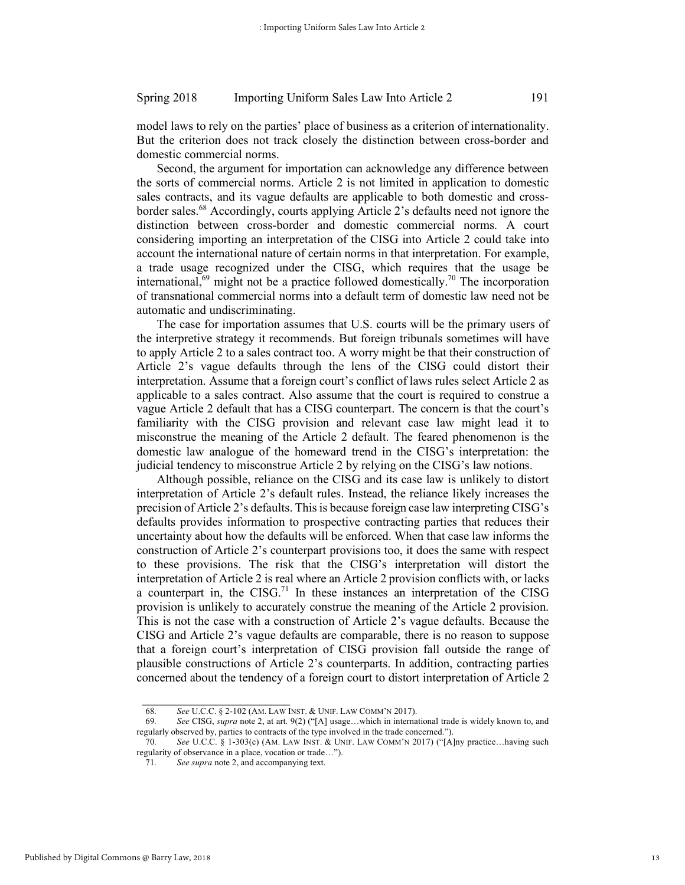model laws to rely on the parties' place of business as a criterion of internationality. But the criterion does not track closely the distinction between cross-border and domestic commercial norms.

Second, the argument for importation can acknowledge any difference between the sorts of commercial norms. Article 2 is not limited in application to domestic sales contracts, and its vague defaults are applicable to both domestic and cross-border sales.[68] Accordingly, courts applying Article 2's defaults need not ignore the distinction between cross-border and domestic commercial norms. A court considering importing an interpretation of the CISG into Article 2 could take into account the international nature of certain norms in that interpretation. For example, a trade usage recognized under the CISG, which requires that the usage be international,[69] might not be a practice followed domestically.[70] The incorporation of transnational commercial norms into a default term of domestic law need not be automatic and undiscriminating.

The case for importation assumes that U.S. courts will be the primary users of the interpretive strategy it recommends. But foreign tribunals sometimes will have to apply Article 2 to a sales contract too. A worry might be that their construction of Article 2's vague defaults through the lens of the CISG could distort their interpretation. Assume that a foreign court's conflict of laws rules select Article 2 as applicable to a sales contract. Also assume that the court is required to construe a vague Article 2 default that has a CISG counterpart. The concern is that the court's familiarity with the CISG provision and relevant case law might lead it to misconstrue the meaning of the Article 2 default. The feared phenomenon is the domestic law analogue of the homeward trend in the CISG's interpretation: the judicial tendency to misconstrue Article 2 by relying on the CISG's law notions.

Although possible, reliance on the CISG and its case law is unlikely to distort interpretation of Article 2's default rules. Instead, the reliance likely increases the precision of Article 2's defaults. This is because foreign case law interpreting CISG's defaults provides information to prospective contracting parties that reduces their uncertainty about how the defaults will be enforced. When that case law informs the construction of Article 2's counterpart provisions too, it does the same with respect to these provisions. The risk that the CISG's interpretation will distort the interpretation of Article 2 is real where an Article 2 provision conflicts with, or lacks a counterpart in, the CISG.[71] In these instances an interpretation of the CISG provision is unlikely to accurately construe the meaning of the Article 2 provision. This is not the case with a construction of Article 2's vague defaults. Because the CISG and Article 2's vague defaults are comparable, there is no reason to suppose that a foreign court's interpretation of CISG provision fall outside the range of plausible constructions of Article 2's counterparts. In addition, contracting parties concerned about the tendency of a foreign court to distort interpretation of Article 2

---

68. *See* U.C.C. § 2-102 (AM. LAW INST. & UNIF. LAW COMM'N 2017).

69. *See* CISG, *supra* note 2, at art. 9(2) ("[A] usage…which in international trade is widely known to, and regularly observed by, parties to contracts of the type involved in the trade concerned.").

70. *See* U.C.C. § 1-303(c) (AM. LAW INST. & UNIF. LAW COMM'N 2017) ("[A]ny practice…having such regularity of observance in a place, vocation or trade…").

71. *See supra* note 2, and accompanying text.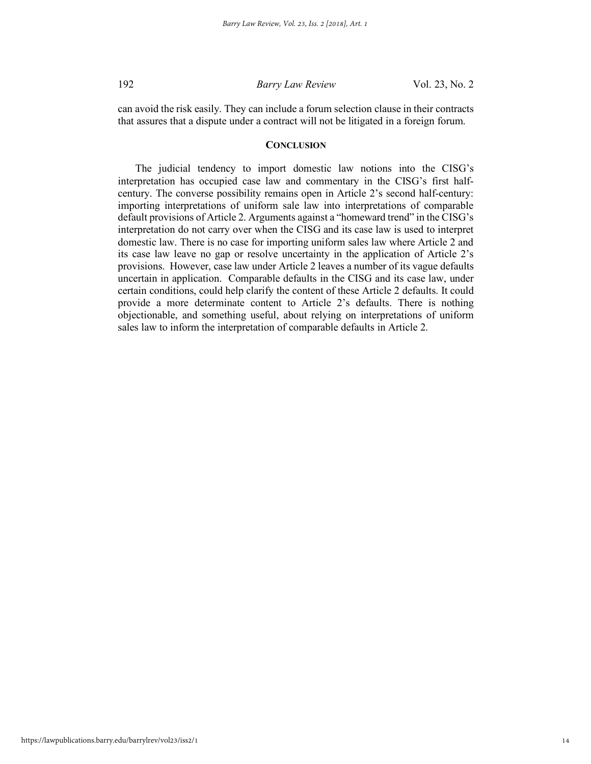can avoid the risk easily. They can include a forum selection clause in their contracts that assures that a dispute under a contract will not be litigated in a foreign forum.

## CONCLUSION

The judicial tendency to import domestic law notions into the CISG's interpretation has occupied case law and commentary in the CISG's first half-century. The converse possibility remains open in Article 2's second half-century: importing interpretations of uniform sale law into interpretations of comparable default provisions of Article 2. Arguments against a "homeward trend" in the CISG's interpretation do not carry over when the CISG and its case law is used to interpret domestic law. There is no case for importing uniform sales law where Article 2 and its case law leave no gap or resolve uncertainty in the application of Article 2's provisions. However, case law under Article 2 leaves a number of its vague defaults uncertain in application. Comparable defaults in the CISG and its case law, under certain conditions, could help clarify the content of these Article 2 defaults. It could provide a more determinate content to Article 2's defaults. There is nothing objectionable, and something useful, about relying on interpretations of uniform sales law to inform the interpretation of comparable defaults in Article 2.